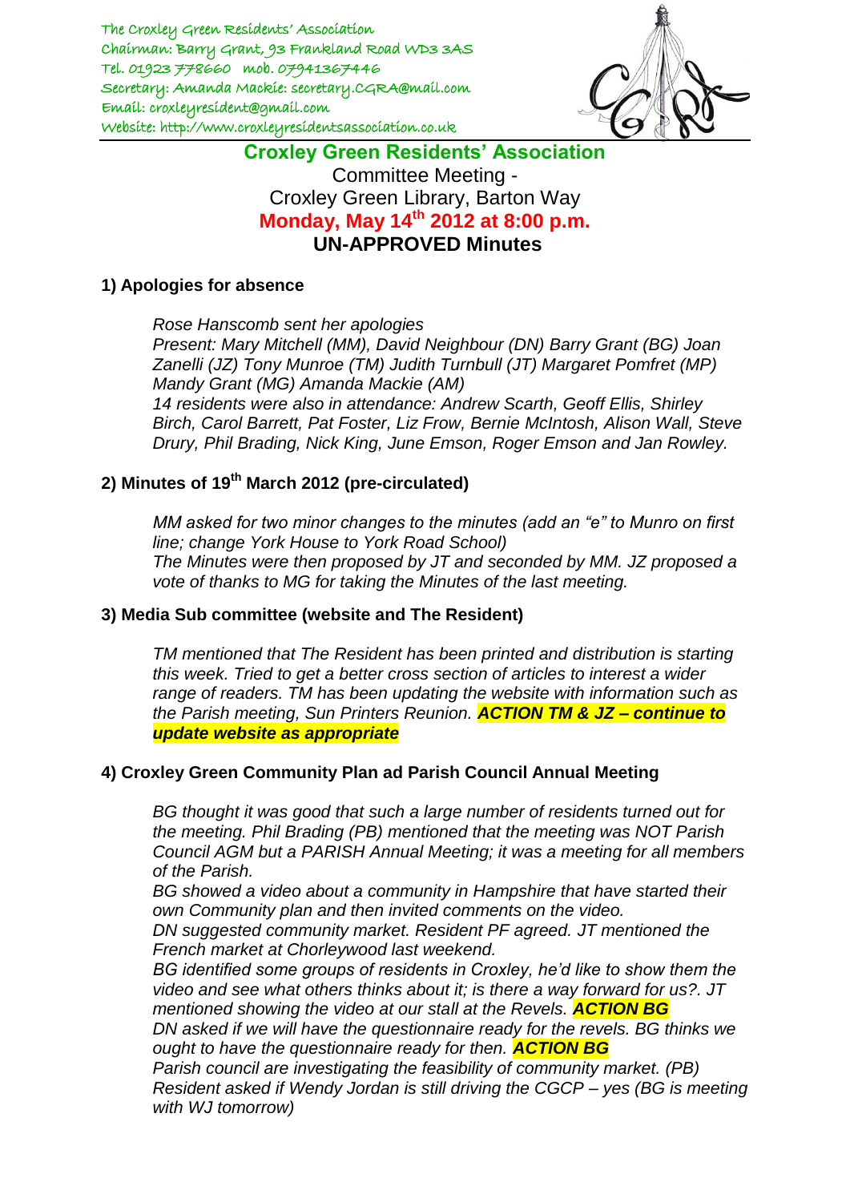The Croxley Green Residents' Association
Chairman: Barry Grant, 93 Frankland Road WD3 3AS
Tel. 01923 778660 mob. 07941367446
Secretary: Amanda Mackie: secretary.CGRA@mail.com
Email: croxleyresident@gmail.com
Website: http://www.croxleyresidentsassociation.co.uk

# Croxley Green Residents' Association

Committee Meeting -
Croxley Green Library, Barton Way
**Monday, May 14th 2012 at 8:00 p.m.**
**UN-APPROVED Minutes**

## 1) Apologies for absence

*Rose Hanscomb sent her apologies*
*Present: Mary Mitchell (MM), David Neighbour (DN) Barry Grant (BG) Joan Zanelli (JZ) Tony Munroe (TM) Judith Turnbull (JT) Margaret Pomfret (MP) Mandy Grant (MG) Amanda Mackie (AM)*
*14 residents were also in attendance: Andrew Scarth, Geoff Ellis, Shirley Birch, Carol Barrett, Pat Foster, Liz Frow, Bernie McIntosh, Alison Wall, Steve Drury, Phil Brading, Nick King, June Emson, Roger Emson and Jan Rowley.*

## 2) Minutes of 19th March 2012 (pre-circulated)

*MM asked for two minor changes to the minutes (add an "e" to Munro on first line; change York House to York Road School)*
*The Minutes were then proposed by JT and seconded by MM. JZ proposed a vote of thanks to MG for taking the Minutes of the last meeting.*

## 3) Media Sub committee (website and The Resident)

*TM mentioned that The Resident has been printed and distribution is starting this week. Tried to get a better cross section of articles to interest a wider range of readers. TM has been updating the website with information such as the Parish meeting, Sun Printers Reunion.* ***ACTION TM & JZ – continue to update website as appropriate***

## 4) Croxley Green Community Plan ad Parish Council Annual Meeting

*BG thought it was good that such a large number of residents turned out for the meeting. Phil Brading (PB) mentioned that the meeting was NOT Parish Council AGM but a PARISH Annual Meeting; it was a meeting for all members of the Parish.*
*BG showed a video about a community in Hampshire that have started their own Community plan and then invited comments on the video.*
*DN suggested community market. Resident PF agreed. JT mentioned the French market at Chorleywood last weekend.*
*BG identified some groups of residents in Croxley, he'd like to show them the video and see what others thinks about it; is there a way forward for us?. JT mentioned showing the video at our stall at the Revels.* ***ACTION BG***
*DN asked if we will have the questionnaire ready for the revels. BG thinks we ought to have the questionnaire ready for then.* ***ACTION BG***
*Parish council are investigating the feasibility of community market. (PB)*
*Resident asked if Wendy Jordan is still driving the CGCP – yes (BG is meeting with WJ tomorrow)*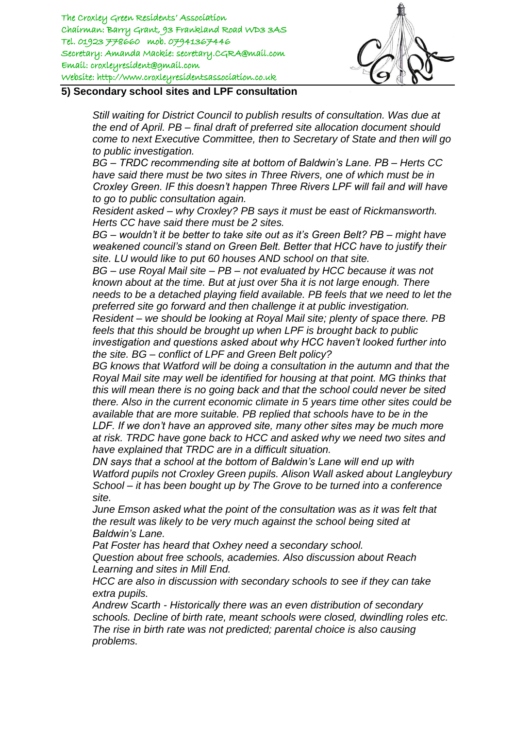**5) Secondary school sites and LPF consultation**

*Still waiting for District Council to publish results of consultation. Was due at the end of April. PB – final draft of preferred site allocation document should come to next Executive Committee, then to Secretary of State and then will go to public investigation.*

*BG – TRDC recommending site at bottom of Baldwin's Lane. PB – Herts CC have said there must be two sites in Three Rivers, one of which must be in Croxley Green. IF this doesn't happen Three Rivers LPF will fail and will have to go to public consultation again.*

*Resident asked – why Croxley? PB says it must be east of Rickmansworth. Herts CC have said there must be 2 sites.*

*BG – wouldn't it be better to take site out as it's Green Belt? PB – might have weakened council's stand on Green Belt. Better that HCC have to justify their site. LU would like to put 60 houses AND school on that site.*

*BG – use Royal Mail site – PB – not evaluated by HCC because it was not known about at the time. But at just over 5ha it is not large enough. There needs to be a detached playing field available. PB feels that we need to let the preferred site go forward and then challenge it at public investigation.*

*Resident – we should be looking at Royal Mail site; plenty of space there. PB feels that this should be brought up when LPF is brought back to public investigation and questions asked about why HCC haven't looked further into the site. BG – conflict of LPF and Green Belt policy?*

*BG knows that Watford will be doing a consultation in the autumn and that the Royal Mail site may well be identified for housing at that point. MG thinks that this will mean there is no going back and that the school could never be sited there. Also in the current economic climate in 5 years time other sites could be available that are more suitable. PB replied that schools have to be in the LDF. If we don't have an approved site, many other sites may be much more at risk. TRDC have gone back to HCC and asked why we need two sites and have explained that TRDC are in a difficult situation.*

*DN says that a school at the bottom of Baldwin's Lane will end up with Watford pupils not Croxley Green pupils. Alison Wall asked about Langleybury School – it has been bought up by The Grove to be turned into a conference site.*

*June Emson asked what the point of the consultation was as it was felt that the result was likely to be very much against the school being sited at Baldwin's Lane.*

*Pat Foster has heard that Oxhey need a secondary school.*

*Question about free schools, academies. Also discussion about Reach Learning and sites in Mill End.*

*HCC are also in discussion with secondary schools to see if they can take extra pupils.*

*Andrew Scarth - Historically there was an even distribution of secondary schools. Decline of birth rate, meant schools were closed, dwindling roles etc. The rise in birth rate was not predicted; parental choice is also causing problems.*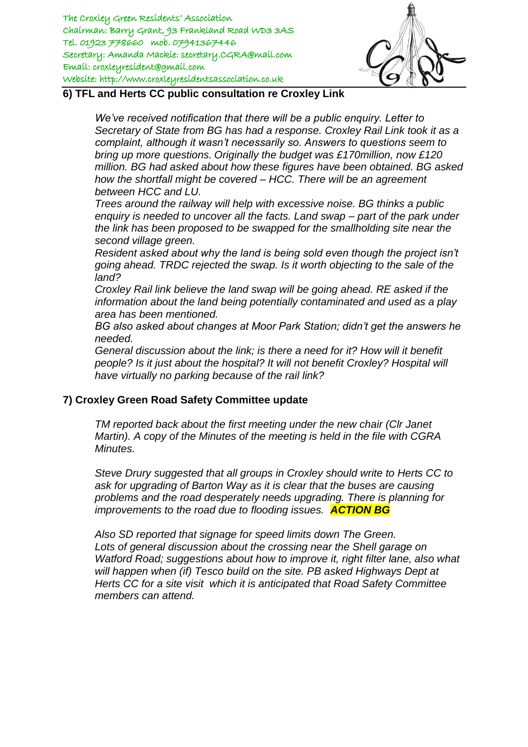The Croxley Green Residents' Association
Chairman: Barry Grant, 93 Frankland Road WD3 3AS
Tel. 01923 778660 mob. 07941367446
Secretary: Amanda Mackie: secretary.CGRA@mail.com
Email: croxleyresident@gmail.com
Website: http://www.croxleyresidentsassociation.co.uk

**6) TFL and Herts CC public consultation re Croxley Link**

*We've received notification that there will be a public enquiry. Letter to Secretary of State from BG has had a response. Croxley Rail Link took it as a complaint, although it wasn't necessarily so. Answers to questions seem to bring up more questions. Originally the budget was £170million, now £120 million. BG had asked about how these figures have been obtained. BG asked how the shortfall might be covered – HCC. There will be an agreement between HCC and LU.*

*Trees around the railway will help with excessive noise. BG thinks a public enquiry is needed to uncover all the facts. Land swap – part of the park under the link has been proposed to be swapped for the smallholding site near the second village green.*

*Resident asked about why the land is being sold even though the project isn't going ahead. TRDC rejected the swap. Is it worth objecting to the sale of the land?*

*Croxley Rail link believe the land swap will be going ahead. RE asked if the information about the land being potentially contaminated and used as a play area has been mentioned.*

*BG also asked about changes at Moor Park Station; didn't get the answers he needed.*

*General discussion about the link; is there a need for it? How will it benefit people? Is it just about the hospital? It will not benefit Croxley? Hospital will have virtually no parking because of the rail link?*

**7) Croxley Green Road Safety Committee update**

*TM reported back about the first meeting under the new chair (Clr Janet Martin). A copy of the Minutes of the meeting is held in the file with CGRA Minutes.*

*Steve Drury suggested that all groups in Croxley should write to Herts CC to ask for upgrading of Barton Way as it is clear that the buses are causing problems and the road desperately needs upgrading. There is planning for improvements to the road due to flooding issues.* ***ACTION BG***

*Also SD reported that signage for speed limits down The Green.*
*Lots of general discussion about the crossing near the Shell garage on Watford Road; suggestions about how to improve it, right filter lane, also what will happen when (if) Tesco build on the site. PB asked Highways Dept at Herts CC for a site visit which it is anticipated that Road Safety Committee members can attend.*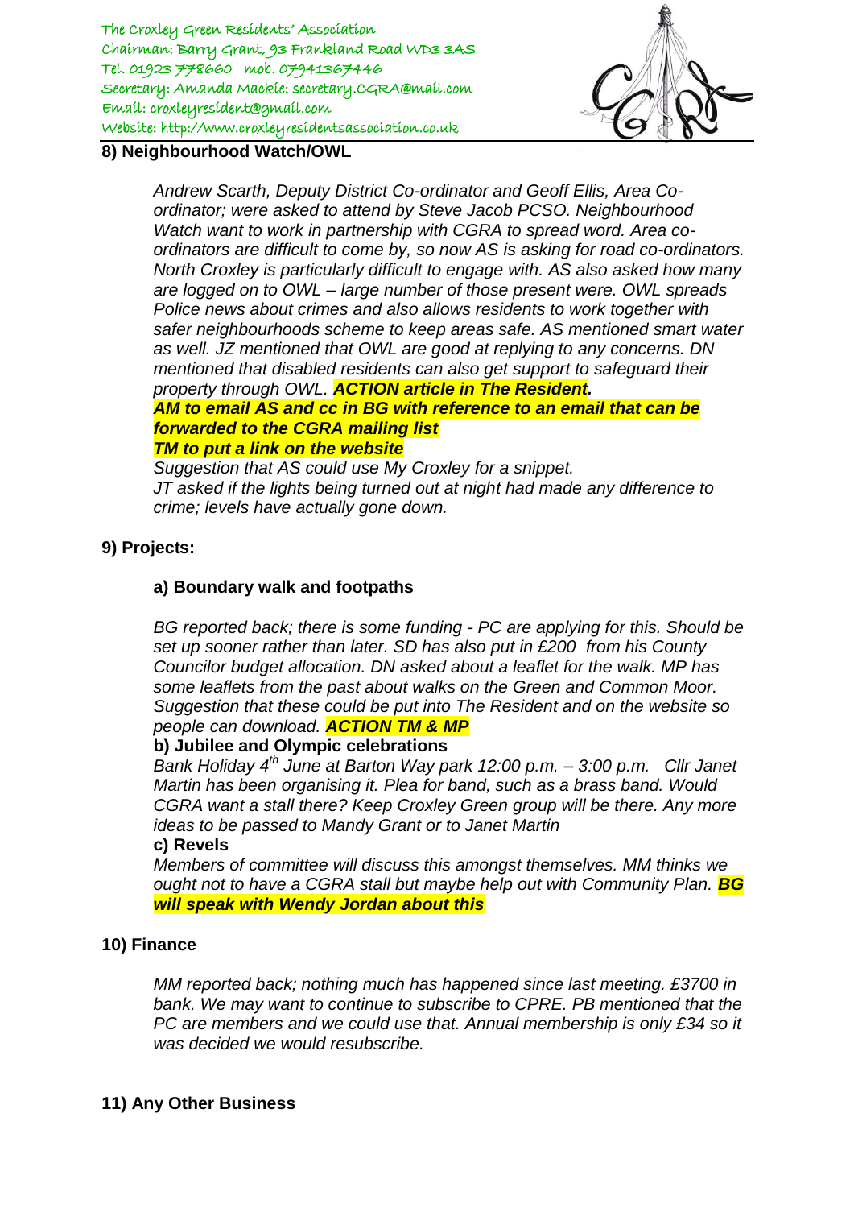## 8) Neighbourhood Watch/OWL

*Andrew Scarth, Deputy District Co-ordinator and Geoff Ellis, Area Co-ordinator; were asked to attend by Steve Jacob PCSO. Neighbourhood Watch want to work in partnership with CGRA to spread word. Area co-ordinators are difficult to come by, so now AS is asking for road co-ordinators. North Croxley is particularly difficult to engage with. AS also asked how many are logged on to OWL – large number of those present were. OWL spreads Police news about crimes and also allows residents to work together with safer neighbourhoods scheme to keep areas safe. AS mentioned smart water as well. JZ mentioned that OWL are good at replying to any concerns. DN mentioned that disabled residents can also get support to safeguard their property through OWL.* ***ACTION article in The Resident.***

***AM to email AS and cc in BG with reference to an email that can be forwarded to the CGRA mailing list***

***TM to put a link on the website***

*Suggestion that AS could use My Croxley for a snippet.*

*JT asked if the lights being turned out at night had made any difference to crime; levels have actually gone down.*

## 9) Projects:

### a) Boundary walk and footpaths

*BG reported back; there is some funding - PC are applying for this. Should be set up sooner rather than later. SD has also put in £200 from his County Councilor budget allocation. DN asked about a leaflet for the walk. MP has some leaflets from the past about walks on the Green and Common Moor. Suggestion that these could be put into The Resident and on the website so people can download.* ***ACTION TM & MP***

### b) Jubilee and Olympic celebrations

*Bank Holiday 4th June at Barton Way park 12:00 p.m. – 3:00 p.m. Cllr Janet Martin has been organising it. Plea for band, such as a brass band. Would CGRA want a stall there? Keep Croxley Green group will be there. Any more ideas to be passed to Mandy Grant or to Janet Martin*

### c) Revels

*Members of committee will discuss this amongst themselves. MM thinks we ought not to have a CGRA stall but maybe help out with Community Plan.* ***BG will speak with Wendy Jordan about this***

## 10) Finance

*MM reported back; nothing much has happened since last meeting. £3700 in bank. We may want to continue to subscribe to CPRE. PB mentioned that the PC are members and we could use that. Annual membership is only £34 so it was decided we would resubscribe.*

## 11) Any Other Business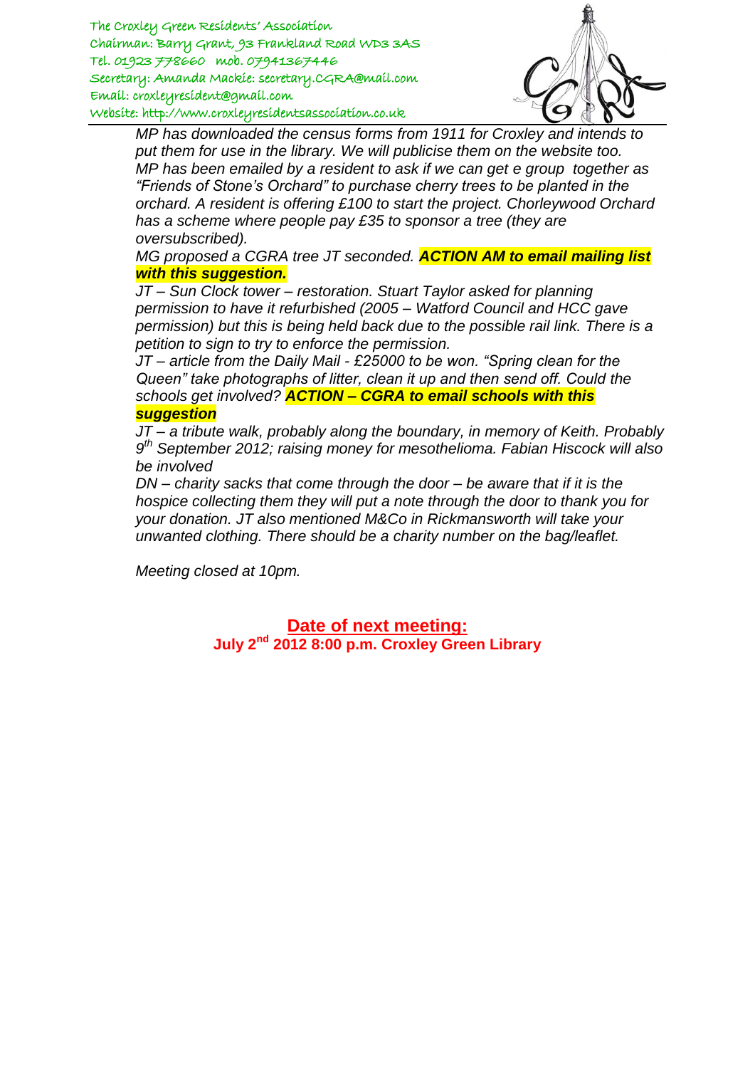The Croxley Green Residents' Association
Chairman: Barry Grant, 93 Frankland Road WD3 3AS
Tel. 01923 778660 mob. 07941367446
Secretary: Amanda Mackie: secretary.CGRA@mail.com
Email: croxleyresident@gmail.com
Website: http://www.croxleyresidentsassociation.co.uk

*MP has downloaded the census forms from 1911 for Croxley and intends to put them for use in the library. We will publicise them on the website too.*

*MP has been emailed by a resident to ask if we can get e group together as "Friends of Stone's Orchard" to purchase cherry trees to be planted in the orchard. A resident is offering £100 to start the project. Chorleywood Orchard has a scheme where people pay £35 to sponsor a tree (they are oversubscribed).*

*MG proposed a CGRA tree JT seconded.* ***ACTION AM to email mailing list with this suggestion.***

*JT – Sun Clock tower – restoration. Stuart Taylor asked for planning permission to have it refurbished (2005 – Watford Council and HCC gave permission) but this is being held back due to the possible rail link. There is a petition to sign to try to enforce the permission.*

*JT – article from the Daily Mail - £25000 to be won. "Spring clean for the Queen" take photographs of litter, clean it up and then send off. Could the schools get involved?* ***ACTION – CGRA to email schools with this suggestion***

*JT – a tribute walk, probably along the boundary, in memory of Keith. Probably 9th September 2012; raising money for mesothelioma. Fabian Hiscock will also be involved*

*DN – charity sacks that come through the door – be aware that if it is the hospice collecting them they will put a note through the door to thank you for your donation. JT also mentioned M&Co in Rickmansworth will take your unwanted clothing. There should be a charity number on the bag/leaflet.*

*Meeting closed at 10pm.*

**Date of next meeting:**
**July 2nd 2012 8:00 p.m. Croxley Green Library**